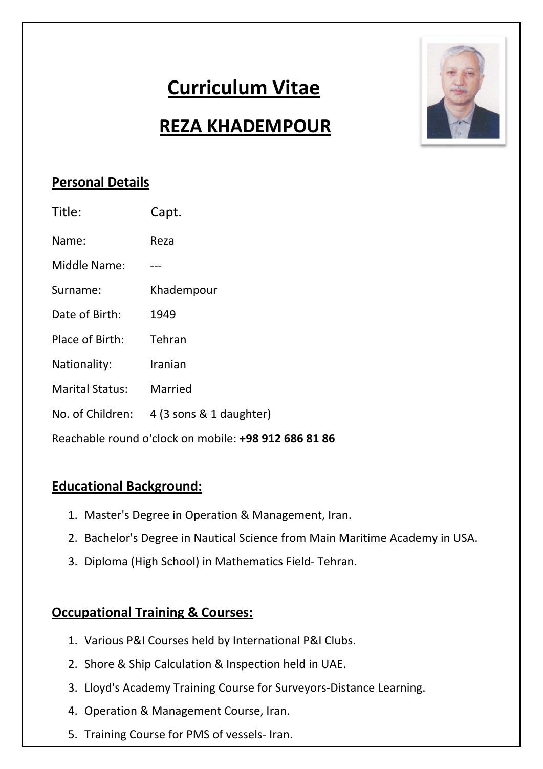# Curriculum Vitae

# REZA KHADEMPOUR

## Personal Details

| | |
|---|---|
| Title: | Capt. |
| Name: | Reza |
| Middle Name: | --- |
| Surname: | Khadempour |
| Date of Birth: | 1949 |
| Place of Birth: | Tehran |
| Nationality: | Iranian |
| Marital Status: | Married |
| No. of Children: | 4 (3 sons & 1 daughter) |

Reachable round o'clock on mobile: **+98 912 686 81 86**

## Educational Background:

1. Master's Degree in Operation & Management, Iran.
2. Bachelor's Degree in Nautical Science from Main Maritime Academy in USA.
3. Diploma (High School) in Mathematics Field- Tehran.

## Occupational Training & Courses:

1. Various P&I Courses held by International P&I Clubs.
2. Shore & Ship Calculation & Inspection held in UAE.
3. Lloyd's Academy Training Course for Surveyors-Distance Learning.
4. Operation & Management Course, Iran.
5. Training Course for PMS of vessels- Iran.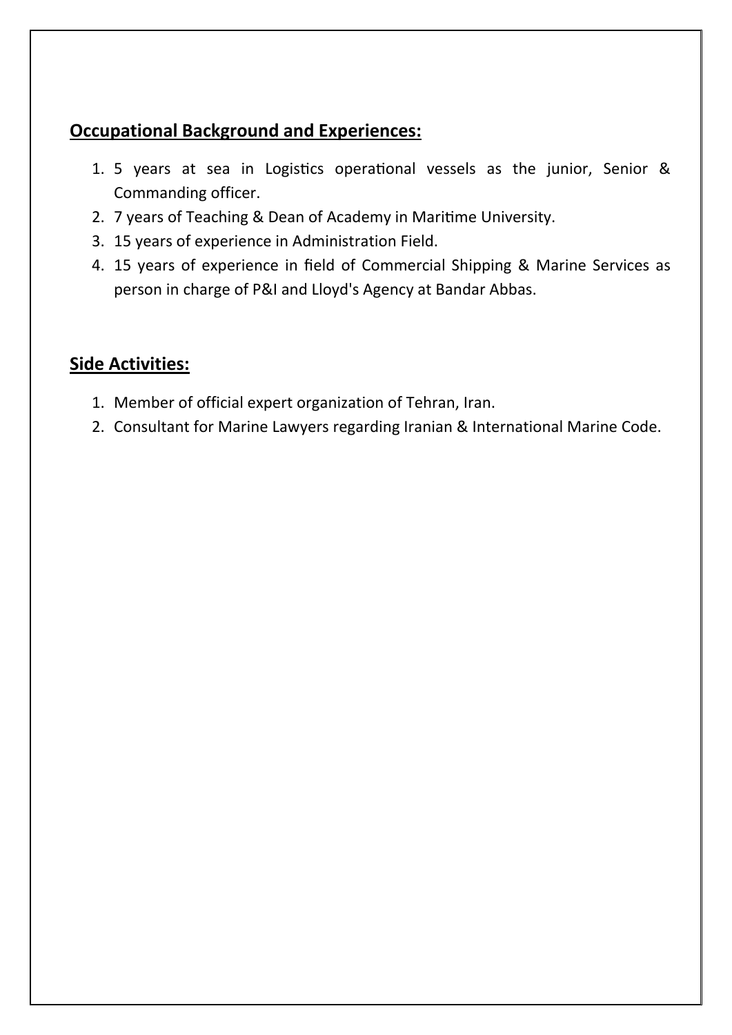## Occupational Background and Experiences:

1. 5 years at sea in Logistics operational vessels as the junior, Senior & Commanding officer.
2. 7 years of Teaching & Dean of Academy in Maritime University.
3. 15 years of experience in Administration Field.
4. 15 years of experience in field of Commercial Shipping & Marine Services as person in charge of P&I and Lloyd's Agency at Bandar Abbas.

## Side Activities:

1. Member of official expert organization of Tehran, Iran.
2. Consultant for Marine Lawyers regarding Iranian & International Marine Code.